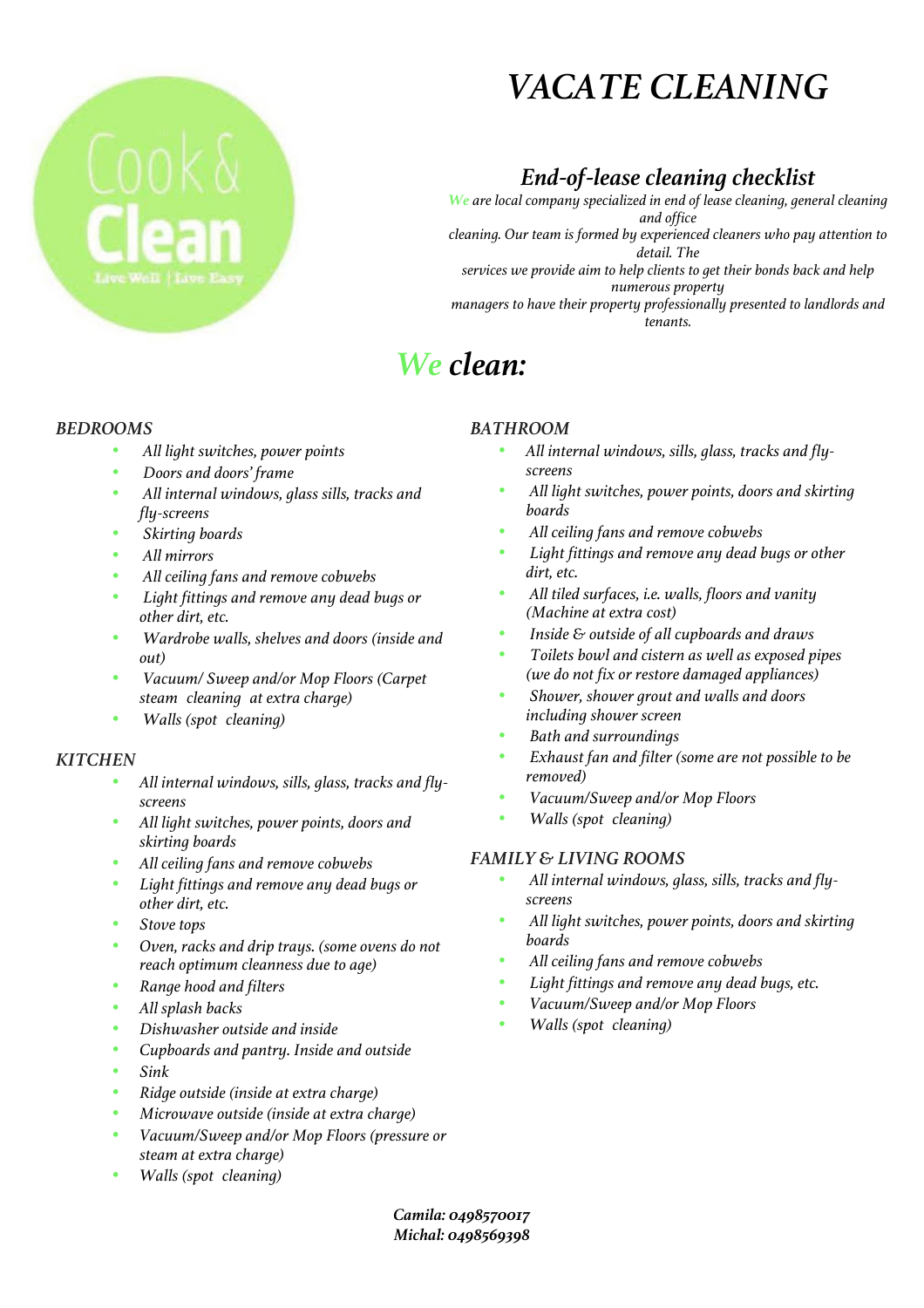Cook & Clean
Live Well | Live Easy

# *VACATE CLEANING*

## *End-of-lease cleaning checklist*

*We are local company specialized in end of lease cleaning, general cleaning and office cleaning. Our team is formed by experienced cleaners who pay attention to detail. The services we provide aim to help clients to get their bonds back and help numerous property managers to have their property professionally presented to landlords and tenants.*

## *We clean:*

### *BEDROOMS*

- *All light switches, power points*
- *Doors and doors' frame*
- *All internal windows, glass sills, tracks and fly-screens*
- *Skirting boards*
- *All mirrors*
- *All ceiling fans and remove cobwebs*
- *Light fittings and remove any dead bugs or other dirt, etc.*
- *Wardrobe walls, shelves and doors (inside and out)*
- *Vacuum/ Sweep and/or Mop Floors (Carpet steam cleaning at extra charge)*
- *Walls (spot cleaning)*

### *KITCHEN*

- *All internal windows, sills, glass, tracks and fly-screens*
- *All light switches, power points, doors and skirting boards*
- *All ceiling fans and remove cobwebs*
- *Light fittings and remove any dead bugs or other dirt, etc.*
- *Stove tops*
- *Oven, racks and drip trays. (some ovens do not reach optimum cleanness due to age)*
- *Range hood and filters*
- *All splash backs*
- *Dishwasher outside and inside*
- *Cupboards and pantry. Inside and outside*
- *Sink*
- *Ridge outside (inside at extra charge)*
- *Microwave outside (inside at extra charge)*
- *Vacuum/Sweep and/or Mop Floors (pressure or steam at extra charge)*
- *Walls (spot cleaning)*

### *BATHROOM*

- *All internal windows, sills, glass, tracks and fly-screens*
- *All light switches, power points, doors and skirting boards*
- *All ceiling fans and remove cobwebs*
- *Light fittings and remove any dead bugs or other dirt, etc.*
- *All tiled surfaces, i.e. walls, floors and vanity (Machine at extra cost)*
- *Inside & outside of all cupboards and draws*
- *Toilets bowl and cistern as well as exposed pipes (we do not fix or restore damaged appliances)*
- *Shower, shower grout and walls and doors including shower screen*
- *Bath and surroundings*
- *Exhaust fan and filter (some are not possible to be removed)*
- *Vacuum/Sweep and/or Mop Floors*
- *Walls (spot cleaning)*

### *FAMILY & LIVING ROOMS*

- *All internal windows, glass, sills, tracks and fly-screens*
- *All light switches, power points, doors and skirting boards*
- *All ceiling fans and remove cobwebs*
- *Light fittings and remove any dead bugs, etc.*
- *Vacuum/Sweep and/or Mop Floors*
- *Walls (spot cleaning)*

***Camila: 0498570017***
***Michal: 0498569398***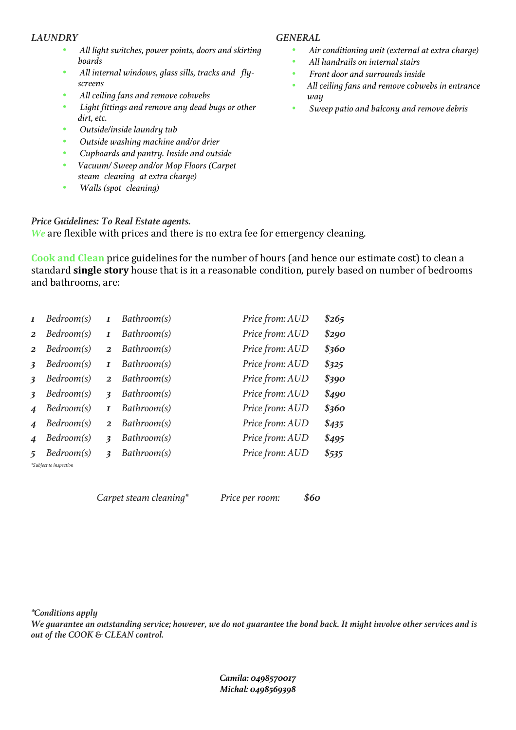### *LAUNDRY*

- *All light switches, power points, doors and skirting boards*
- *All internal windows, glass sills, tracks and fly-screens*
- *All ceiling fans and remove cobwebs*
- *Light fittings and remove any dead bugs or other dirt, etc.*
- *Outside/inside laundry tub*
- *Outside washing machine and/or drier*
- *Cupboards and pantry. Inside and outside*
- *Vacuum/ Sweep and/or Mop Floors (Carpet steam cleaning at extra charge)*
- *Walls (spot cleaning)*

### *GENERAL*

- *Air conditioning unit (external at extra charge)*
- *All handrails on internal stairs*
- *Front door and surrounds inside*
- *All ceiling fans and remove cobwebs in entrance way*
- *Sweep patio and balcony and remove debris*

***Price Guidelines: To Real Estate agents.***

*We* are flexible with prices and there is no extra fee for emergency cleaning.

**Cook and Clean** price guidelines for the number of hours (and hence our estimate cost) to clean a standard **single story** house that is in a reasonable condition, purely based on number of bedrooms and bathrooms, are:

| | | | | | |
|---|---|---|---|---|---|
| 1 | Bedroom(s) | 1 | Bathroom(s) | Price from: AUD | **$265** |
| 2 | Bedroom(s) | 1 | Bathroom(s) | Price from: AUD | **$290** |
| 2 | Bedroom(s) | 2 | Bathroom(s) | Price from: AUD | **$360** |
| 3 | Bedroom(s) | 1 | Bathroom(s) | Price from: AUD | **$325** |
| 3 | Bedroom(s) | 2 | Bathroom(s) | Price from: AUD | **$390** |
| 3 | Bedroom(s) | 3 | Bathroom(s) | Price from: AUD | **$490** |
| 4 | Bedroom(s) | 1 | Bathroom(s) | Price from: AUD | **$360** |
| 4 | Bedroom(s) | 2 | Bathroom(s) | Price from: AUD | **$435** |
| 4 | Bedroom(s) | 3 | Bathroom(s) | Price from: AUD | **$495** |
| 5 | Bedroom(s) | 3 | Bathroom(s) | Price from: AUD | **$535** |

*\*Subject to inspection*

*Carpet steam cleaning\** *Price per room:* ***$60***

***\*Conditions apply***

***We guarantee an outstanding service; however, we do not guarantee the bond back. It might involve other services and is out of the COOK & CLEAN control.***

***Camila: 0498570017***
***Michal: 0498569398***